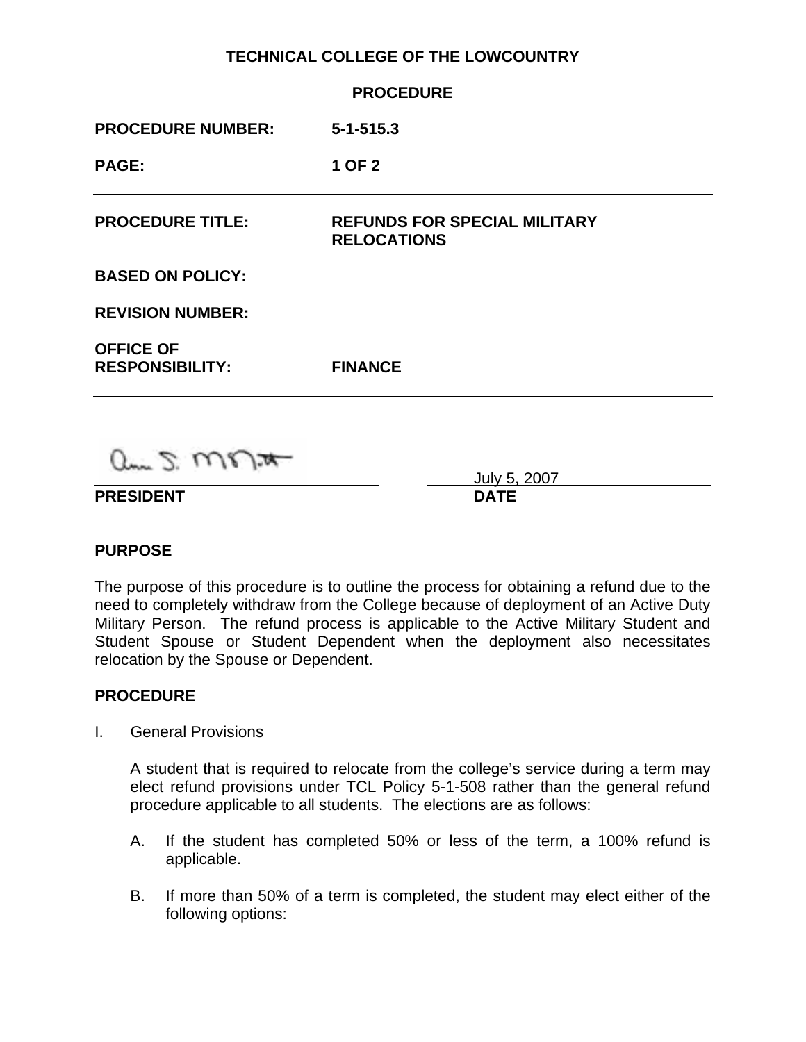**TECHNICAL COLLEGE OF THE LOWCOUNTRY**

**PROCEDURE**

| | |
|---|---|
| **PROCEDURE NUMBER:** | **5-1-515.3** |
| **PAGE:** | **1 OF 2** |

| | |
|---|---|
| **PROCEDURE TITLE:** | **REFUNDS FOR SPECIAL MILITARY RELOCATIONS** |
| **BASED ON POLICY:** | |
| **REVISION NUMBER:** | |
| **OFFICE OF RESPONSIBILITY:** | **FINANCE** |

**PRESIDENT** — **DATE** July 5, 2007

## PURPOSE

The purpose of this procedure is to outline the process for obtaining a refund due to the need to completely withdraw from the College because of deployment of an Active Duty Military Person. The refund process is applicable to the Active Military Student and Student Spouse or Student Dependent when the deployment also necessitates relocation by the Spouse or Dependent.

## PROCEDURE

I. General Provisions

A student that is required to relocate from the college's service during a term may elect refund provisions under TCL Policy 5-1-508 rather than the general refund procedure applicable to all students. The elections are as follows:

A. If the student has completed 50% or less of the term, a 100% refund is applicable.

B. If more than 50% of a term is completed, the student may elect either of the following options: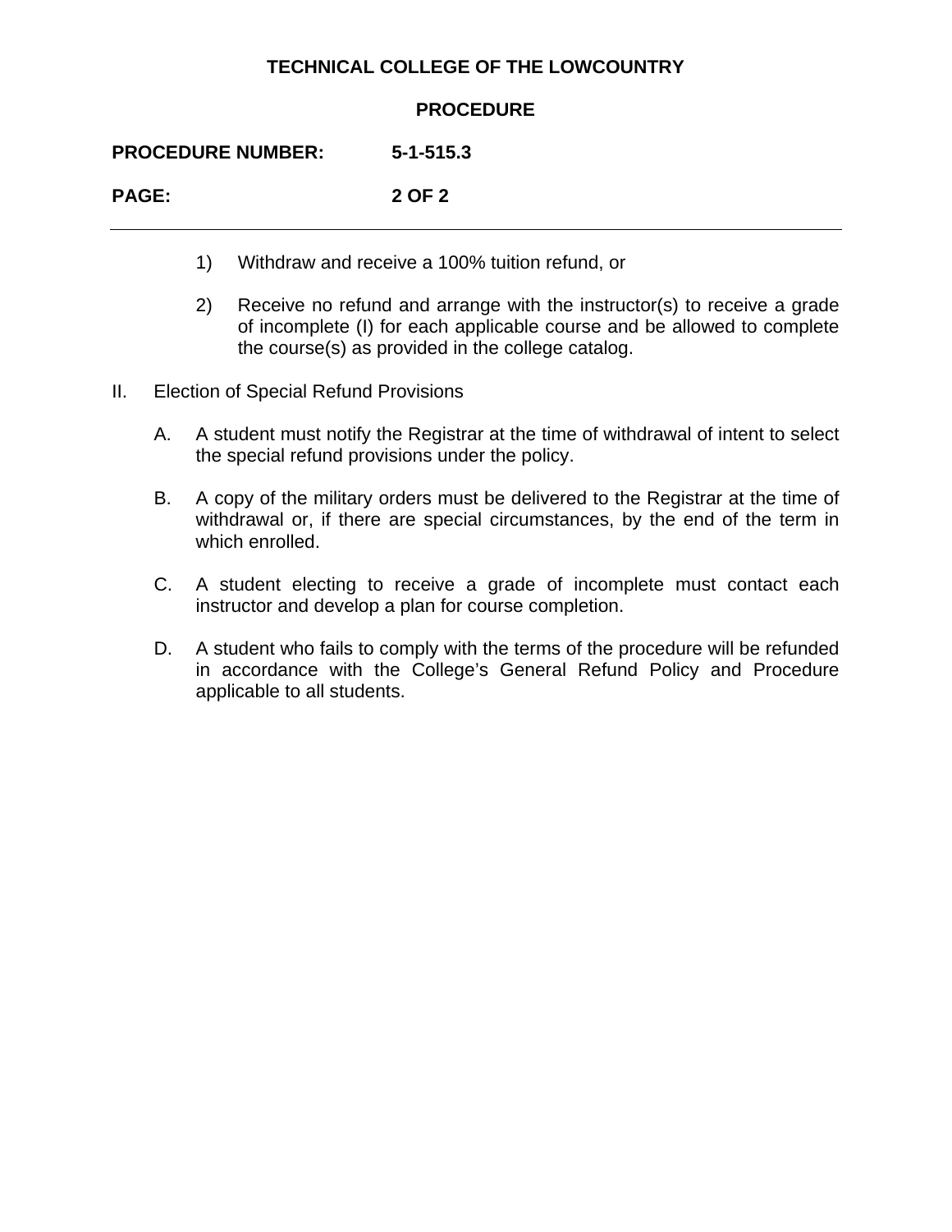1) Withdraw and receive a 100% tuition refund, or

2) Receive no refund and arrange with the instructor(s) to receive a grade of incomplete (I) for each applicable course and be allowed to complete the course(s) as provided in the college catalog.

II. Election of Special Refund Provisions

A. A student must notify the Registrar at the time of withdrawal of intent to select the special refund provisions under the policy.

B. A copy of the military orders must be delivered to the Registrar at the time of withdrawal or, if there are special circumstances, by the end of the term in which enrolled.

C. A student electing to receive a grade of incomplete must contact each instructor and develop a plan for course completion.

D. A student who fails to comply with the terms of the procedure will be refunded in accordance with the College's General Refund Policy and Procedure applicable to all students.